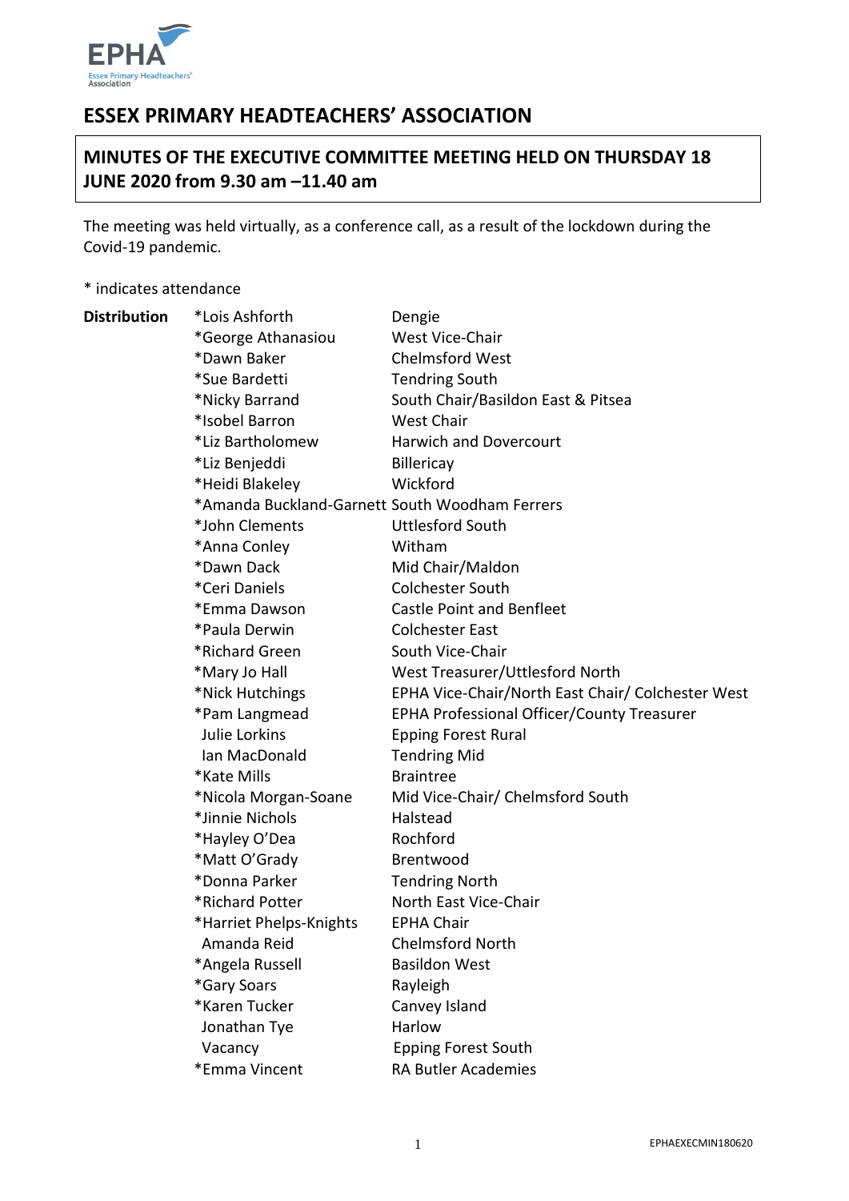# ESSEX PRIMARY HEADTEACHERS' ASSOCIATION

## MINUTES OF THE EXECUTIVE COMMITTEE MEETING HELD ON THURSDAY 18 JUNE 2020 from 9.30 am –11.40 am

The meeting was held virtually, as a conference call, as a result of the lockdown during the Covid-19 pandemic.

\* indicates attendance

| **Distribution** | | |
|---|---|---|
| | *Lois Ashforth | Dengie |
| | *George Athanasiou | West Vice-Chair |
| | *Dawn Baker | Chelmsford West |
| | *Sue Bardetti | Tendring South |
| | *Nicky Barrand | South Chair/Basildon East & Pitsea |
| | *Isobel Barron | West Chair |
| | *Liz Bartholomew | Harwich and Dovercourt |
| | *Liz Benjeddi | Billericay |
| | *Heidi Blakeley | Wickford |
| | *Amanda Buckland-Garnett | South Woodham Ferrers |
| | *John Clements | Uttlesford South |
| | *Anna Conley | Witham |
| | *Dawn Dack | Mid Chair/Maldon |
| | *Ceri Daniels | Colchester South |
| | *Emma Dawson | Castle Point and Benfleet |
| | *Paula Derwin | Colchester East |
| | *Richard Green | South Vice-Chair |
| | *Mary Jo Hall | West Treasurer/Uttlesford North |
| | *Nick Hutchings | EPHA Vice-Chair/North East Chair/ Colchester West |
| | *Pam Langmead | EPHA Professional Officer/County Treasurer |
| | Julie Lorkins | Epping Forest Rural |
| | Ian MacDonald | Tendring Mid |
| | *Kate Mills | Braintree |
| | *Nicola Morgan-Soane | Mid Vice-Chair/ Chelmsford South |
| | *Jinnie Nichols | Halstead |
| | *Hayley O'Dea | Rochford |
| | *Matt O'Grady | Brentwood |
| | *Donna Parker | Tendring North |
| | *Richard Potter | North East Vice-Chair |
| | *Harriet Phelps-Knights | EPHA Chair |
| | Amanda Reid | Chelmsford North |
| | *Angela Russell | Basildon West |
| | *Gary Soars | Rayleigh |
| | *Karen Tucker | Canvey Island |
| | Jonathan Tye | Harlow |
| | Vacancy | Epping Forest South |
| | *Emma Vincent | RA Butler Academies |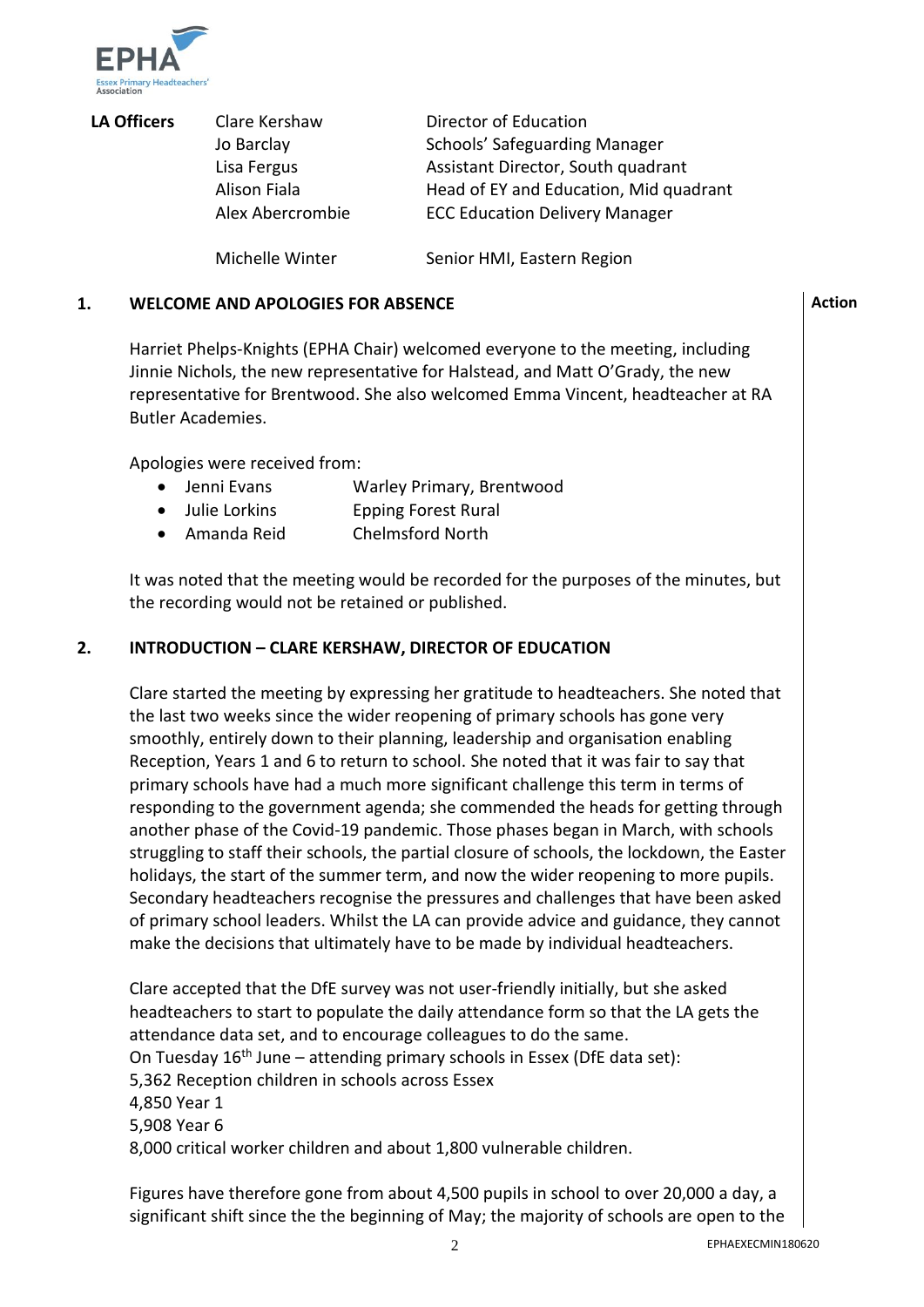| LA Officers | | |
|---|---|---|
| | Clare Kershaw | Director of Education |
| | Jo Barclay | Schools' Safeguarding Manager |
| | Lisa Fergus | Assistant Director, South quadrant |
| | Alison Fiala | Head of EY and Education, Mid quadrant |
| | Alex Abercrombie | ECC Education Delivery Manager |
| | Michelle Winter | Senior HMI, Eastern Region |

## 1. WELCOME AND APOLOGIES FOR ABSENCE

**Action**

Harriet Phelps-Knights (EPHA Chair) welcomed everyone to the meeting, including Jinnie Nichols, the new representative for Halstead, and Matt O'Grady, the new representative for Brentwood. She also welcomed Emma Vincent, headteacher at RA Butler Academies.

Apologies were received from:

- Jenni Evans — Warley Primary, Brentwood
- Julie Lorkins — Epping Forest Rural
- Amanda Reid — Chelmsford North

It was noted that the meeting would be recorded for the purposes of the minutes, but the recording would not be retained or published.

## 2. INTRODUCTION – CLARE KERSHAW, DIRECTOR OF EDUCATION

Clare started the meeting by expressing her gratitude to headteachers. She noted that the last two weeks since the wider reopening of primary schools has gone very smoothly, entirely down to their planning, leadership and organisation enabling Reception, Years 1 and 6 to return to school. She noted that it was fair to say that primary schools have had a much more significant challenge this term in terms of responding to the government agenda; she commended the heads for getting through another phase of the Covid-19 pandemic. Those phases began in March, with schools struggling to staff their schools, the partial closure of schools, the lockdown, the Easter holidays, the start of the summer term, and now the wider reopening to more pupils. Secondary headteachers recognise the pressures and challenges that have been asked of primary school leaders. Whilst the LA can provide advice and guidance, they cannot make the decisions that ultimately have to be made by individual headteachers.

Clare accepted that the DfE survey was not user-friendly initially, but she asked headteachers to start to populate the daily attendance form so that the LA gets the attendance data set, and to encourage colleagues to do the same.
On Tuesday 16th June – attending primary schools in Essex (DfE data set):
5,362 Reception children in schools across Essex
4,850 Year 1
5,908 Year 6
8,000 critical worker children and about 1,800 vulnerable children.

Figures have therefore gone from about 4,500 pupils in school to over 20,000 a day, a significant shift since the the beginning of May; the majority of schools are open to the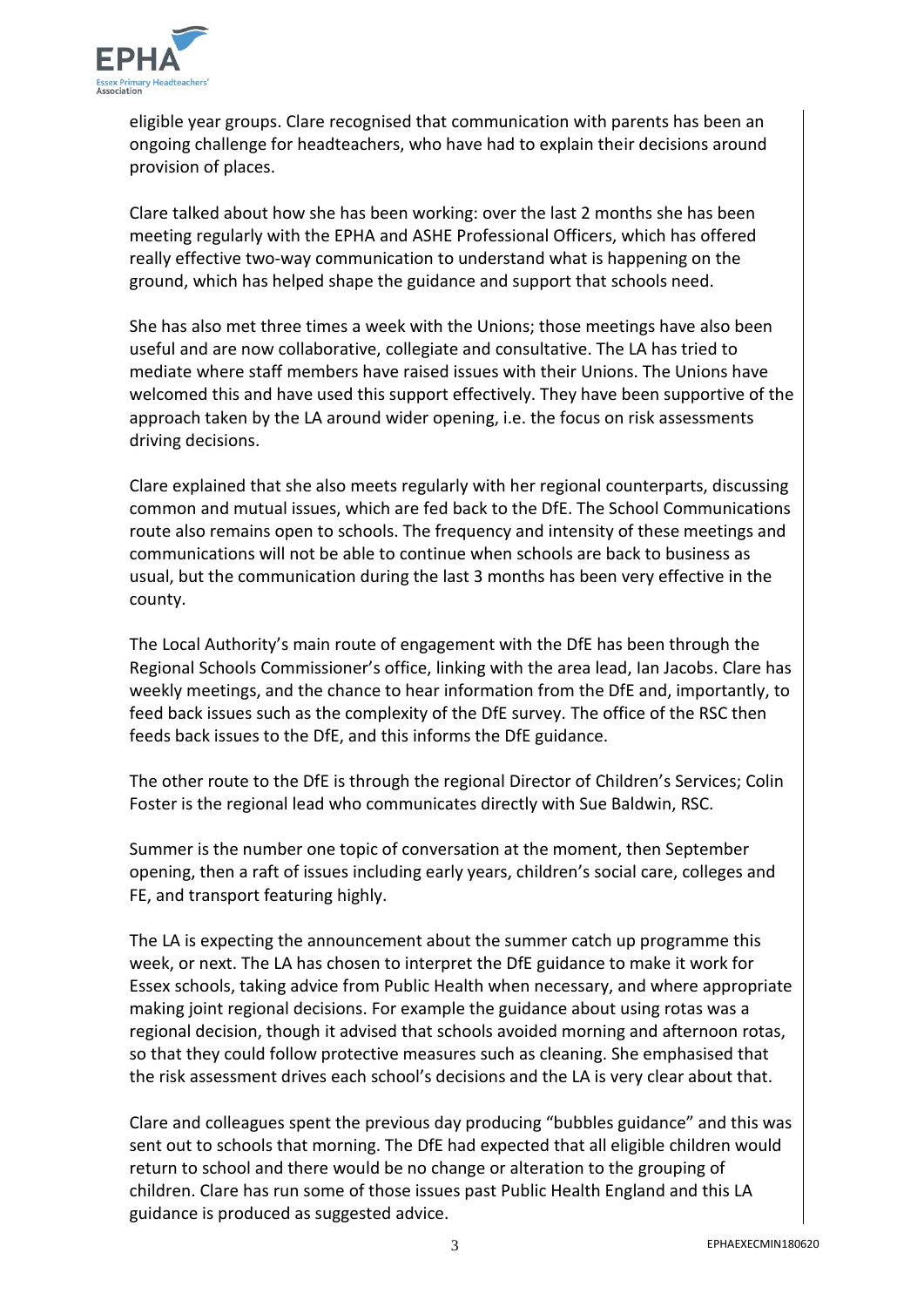eligible year groups. Clare recognised that communication with parents has been an ongoing challenge for headteachers, who have had to explain their decisions around provision of places.

Clare talked about how she has been working: over the last 2 months she has been meeting regularly with the EPHA and ASHE Professional Officers, which has offered really effective two-way communication to understand what is happening on the ground, which has helped shape the guidance and support that schools need.

She has also met three times a week with the Unions; those meetings have also been useful and are now collaborative, collegiate and consultative. The LA has tried to mediate where staff members have raised issues with their Unions. The Unions have welcomed this and have used this support effectively. They have been supportive of the approach taken by the LA around wider opening, i.e. the focus on risk assessments driving decisions.

Clare explained that she also meets regularly with her regional counterparts, discussing common and mutual issues, which are fed back to the DfE. The School Communications route also remains open to schools. The frequency and intensity of these meetings and communications will not be able to continue when schools are back to business as usual, but the communication during the last 3 months has been very effective in the county.

The Local Authority's main route of engagement with the DfE has been through the Regional Schools Commissioner's office, linking with the area lead, Ian Jacobs. Clare has weekly meetings, and the chance to hear information from the DfE and, importantly, to feed back issues such as the complexity of the DfE survey. The office of the RSC then feeds back issues to the DfE, and this informs the DfE guidance.

The other route to the DfE is through the regional Director of Children's Services; Colin Foster is the regional lead who communicates directly with Sue Baldwin, RSC.

Summer is the number one topic of conversation at the moment, then September opening, then a raft of issues including early years, children's social care, colleges and FE, and transport featuring highly.

The LA is expecting the announcement about the summer catch up programme this week, or next. The LA has chosen to interpret the DfE guidance to make it work for Essex schools, taking advice from Public Health when necessary, and where appropriate making joint regional decisions. For example the guidance about using rotas was a regional decision, though it advised that schools avoided morning and afternoon rotas, so that they could follow protective measures such as cleaning. She emphasised that the risk assessment drives each school's decisions and the LA is very clear about that.

Clare and colleagues spent the previous day producing "bubbles guidance" and this was sent out to schools that morning. The DfE had expected that all eligible children would return to school and there would be no change or alteration to the grouping of children. Clare has run some of those issues past Public Health England and this LA guidance is produced as suggested advice.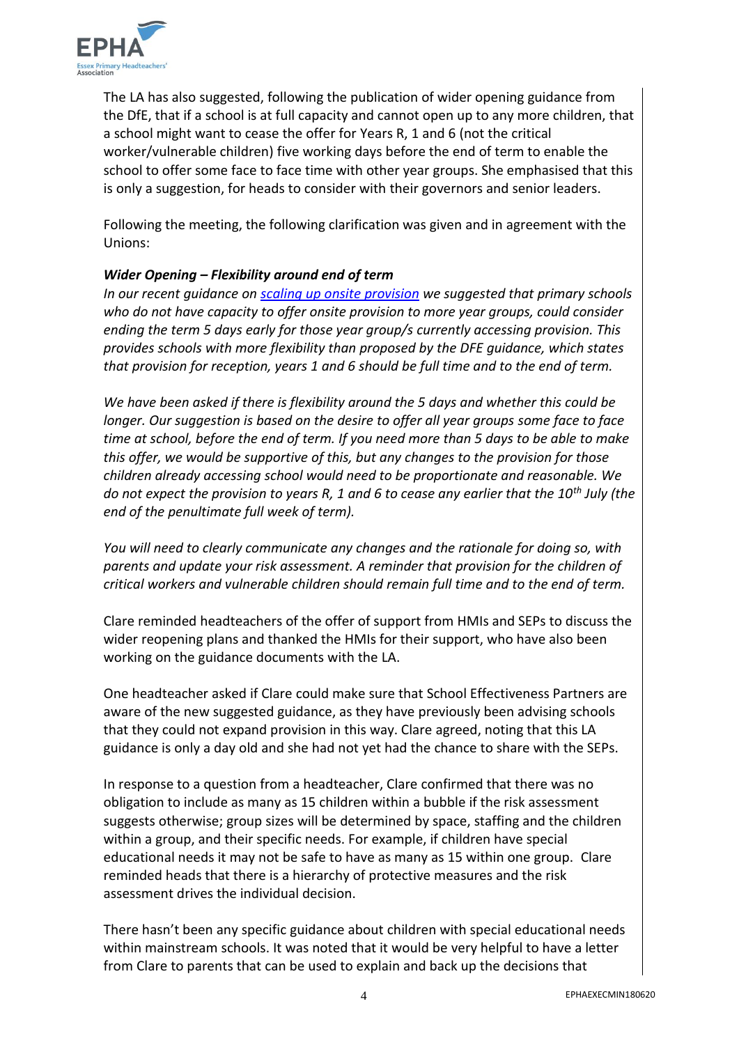The LA has also suggested, following the publication of wider opening guidance from the DfE, that if a school is at full capacity and cannot open up to any more children, that a school might want to cease the offer for Years R, 1 and 6 (not the critical worker/vulnerable children) five working days before the end of term to enable the school to offer some face to face time with other year groups. She emphasised that this is only a suggestion, for heads to consider with their governors and senior leaders.

Following the meeting, the following clarification was given and in agreement with the Unions:

***Wider Opening – Flexibility around end of term***

*In our recent guidance on [scaling up onsite provision]() we suggested that primary schools who do not have capacity to offer onsite provision to more year groups, could consider ending the term 5 days early for those year group/s currently accessing provision. This provides schools with more flexibility than proposed by the DFE guidance, which states that provision for reception, years 1 and 6 should be full time and to the end of term.*

*We have been asked if there is flexibility around the 5 days and whether this could be longer. Our suggestion is based on the desire to offer all year groups some face to face time at school, before the end of term. If you need more than 5 days to be able to make this offer, we would be supportive of this, but any changes to the provision for those children already accessing school would need to be proportionate and reasonable. We do not expect the provision to years R, 1 and 6 to cease any earlier that the 10th July (the end of the penultimate full week of term).*

*You will need to clearly communicate any changes and the rationale for doing so, with parents and update your risk assessment. A reminder that provision for the children of critical workers and vulnerable children should remain full time and to the end of term.*

Clare reminded headteachers of the offer of support from HMIs and SEPs to discuss the wider reopening plans and thanked the HMIs for their support, who have also been working on the guidance documents with the LA.

One headteacher asked if Clare could make sure that School Effectiveness Partners are aware of the new suggested guidance, as they have previously been advising schools that they could not expand provision in this way. Clare agreed, noting that this LA guidance is only a day old and she had not yet had the chance to share with the SEPs.

In response to a question from a headteacher, Clare confirmed that there was no obligation to include as many as 15 children within a bubble if the risk assessment suggests otherwise; group sizes will be determined by space, staffing and the children within a group, and their specific needs. For example, if children have special educational needs it may not be safe to have as many as 15 within one group. Clare reminded heads that there is a hierarchy of protective measures and the risk assessment drives the individual decision.

There hasn't been any specific guidance about children with special educational needs within mainstream schools. It was noted that it would be very helpful to have a letter from Clare to parents that can be used to explain and back up the decisions that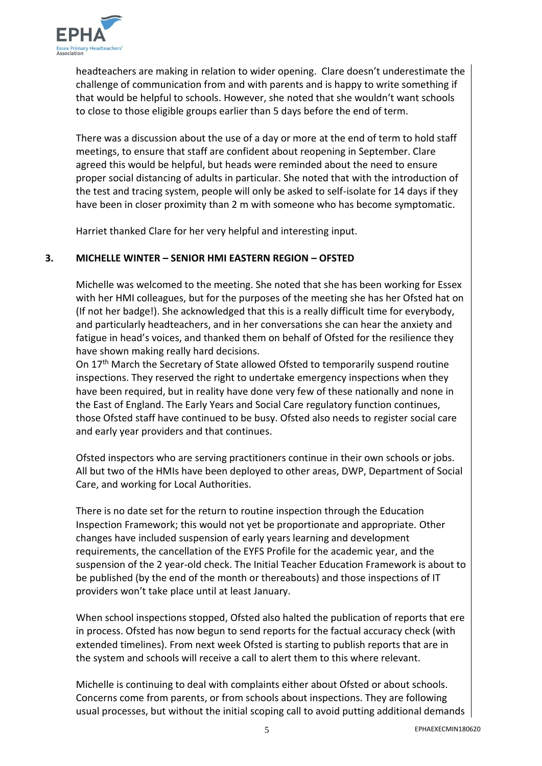headteachers are making in relation to wider opening. Clare doesn't underestimate the challenge of communication from and with parents and is happy to write something if that would be helpful to schools. However, she noted that she wouldn't want schools to close to those eligible groups earlier than 5 days before the end of term.

There was a discussion about the use of a day or more at the end of term to hold staff meetings, to ensure that staff are confident about reopening in September. Clare agreed this would be helpful, but heads were reminded about the need to ensure proper social distancing of adults in particular. She noted that with the introduction of the test and tracing system, people will only be asked to self-isolate for 14 days if they have been in closer proximity than 2 m with someone who has become symptomatic.

Harriet thanked Clare for her very helpful and interesting input.

## 3. MICHELLE WINTER – SENIOR HMI EASTERN REGION – OFSTED

Michelle was welcomed to the meeting. She noted that she has been working for Essex with her HMI colleagues, but for the purposes of the meeting she has her Ofsted hat on (If not her badge!). She acknowledged that this is a really difficult time for everybody, and particularly headteachers, and in her conversations she can hear the anxiety and fatigue in head's voices, and thanked them on behalf of Ofsted for the resilience they have shown making really hard decisions.

On 17th March the Secretary of State allowed Ofsted to temporarily suspend routine inspections. They reserved the right to undertake emergency inspections when they have been required, but in reality have done very few of these nationally and none in the East of England. The Early Years and Social Care regulatory function continues, those Ofsted staff have continued to be busy. Ofsted also needs to register social care and early year providers and that continues.

Ofsted inspectors who are serving practitioners continue in their own schools or jobs. All but two of the HMIs have been deployed to other areas, DWP, Department of Social Care, and working for Local Authorities.

There is no date set for the return to routine inspection through the Education Inspection Framework; this would not yet be proportionate and appropriate. Other changes have included suspension of early years learning and development requirements, the cancellation of the EYFS Profile for the academic year, and the suspension of the 2 year-old check. The Initial Teacher Education Framework is about to be published (by the end of the month or thereabouts) and those inspections of IT providers won't take place until at least January.

When school inspections stopped, Ofsted also halted the publication of reports that ere in process. Ofsted has now begun to send reports for the factual accuracy check (with extended timelines). From next week Ofsted is starting to publish reports that are in the system and schools will receive a call to alert them to this where relevant.

Michelle is continuing to deal with complaints either about Ofsted or about schools. Concerns come from parents, or from schools about inspections. They are following usual processes, but without the initial scoping call to avoid putting additional demands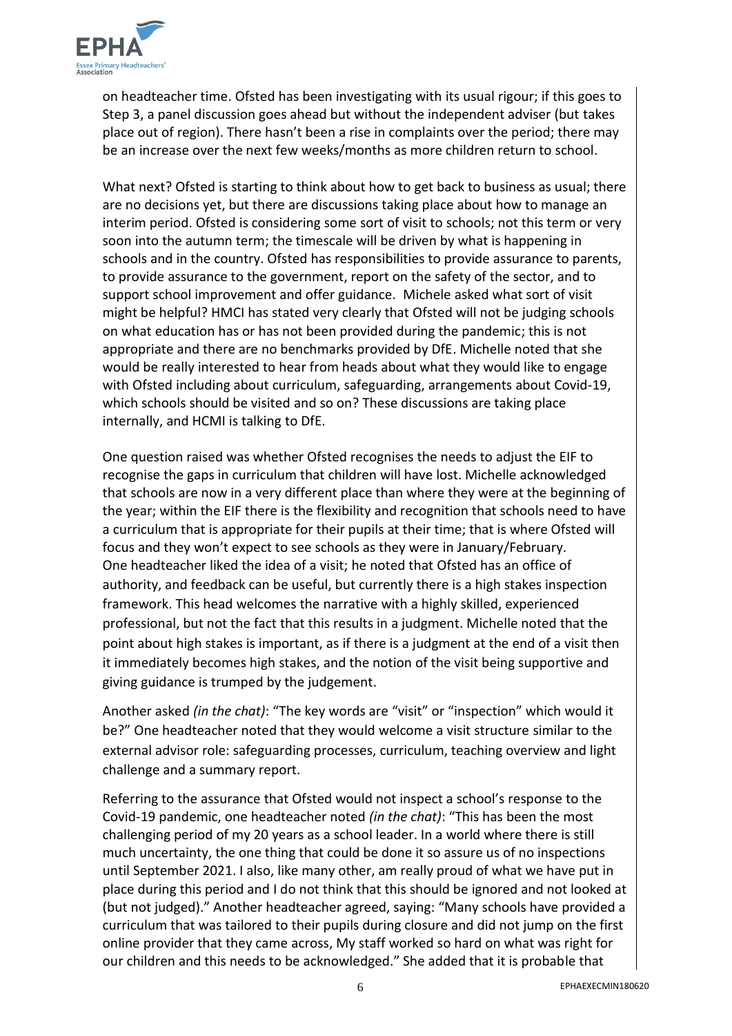on headteacher time. Ofsted has been investigating with its usual rigour; if this goes to Step 3, a panel discussion goes ahead but without the independent adviser (but takes place out of region). There hasn't been a rise in complaints over the period; there may be an increase over the next few weeks/months as more children return to school.

What next? Ofsted is starting to think about how to get back to business as usual; there are no decisions yet, but there are discussions taking place about how to manage an interim period. Ofsted is considering some sort of visit to schools; not this term or very soon into the autumn term; the timescale will be driven by what is happening in schools and in the country. Ofsted has responsibilities to provide assurance to parents, to provide assurance to the government, report on the safety of the sector, and to support school improvement and offer guidance. Michele asked what sort of visit might be helpful? HMCI has stated very clearly that Ofsted will not be judging schools on what education has or has not been provided during the pandemic; this is not appropriate and there are no benchmarks provided by DfE. Michelle noted that she would be really interested to hear from heads about what they would like to engage with Ofsted including about curriculum, safeguarding, arrangements about Covid-19, which schools should be visited and so on? These discussions are taking place internally, and HCMI is talking to DfE.

One question raised was whether Ofsted recognises the needs to adjust the EIF to recognise the gaps in curriculum that children will have lost. Michelle acknowledged that schools are now in a very different place than where they were at the beginning of the year; within the EIF there is the flexibility and recognition that schools need to have a curriculum that is appropriate for their pupils at their time; that is where Ofsted will focus and they won't expect to see schools as they were in January/February. One headteacher liked the idea of a visit; he noted that Ofsted has an office of authority, and feedback can be useful, but currently there is a high stakes inspection framework. This head welcomes the narrative with a highly skilled, experienced professional, but not the fact that this results in a judgment. Michelle noted that the point about high stakes is important, as if there is a judgment at the end of a visit then it immediately becomes high stakes, and the notion of the visit being supportive and giving guidance is trumped by the judgement.

Another asked *(in the chat)*: "The key words are "visit" or "inspection" which would it be?" One headteacher noted that they would welcome a visit structure similar to the external advisor role: safeguarding processes, curriculum, teaching overview and light challenge and a summary report.

Referring to the assurance that Ofsted would not inspect a school's response to the Covid-19 pandemic, one headteacher noted *(in the chat)*: "This has been the most challenging period of my 20 years as a school leader. In a world where there is still much uncertainty, the one thing that could be done it so assure us of no inspections until September 2021. I also, like many other, am really proud of what we have put in place during this period and I do not think that this should be ignored and not looked at (but not judged)." Another headteacher agreed, saying: "Many schools have provided a curriculum that was tailored to their pupils during closure and did not jump on the first online provider that they came across, My staff worked so hard on what was right for our children and this needs to be acknowledged." She added that it is probable that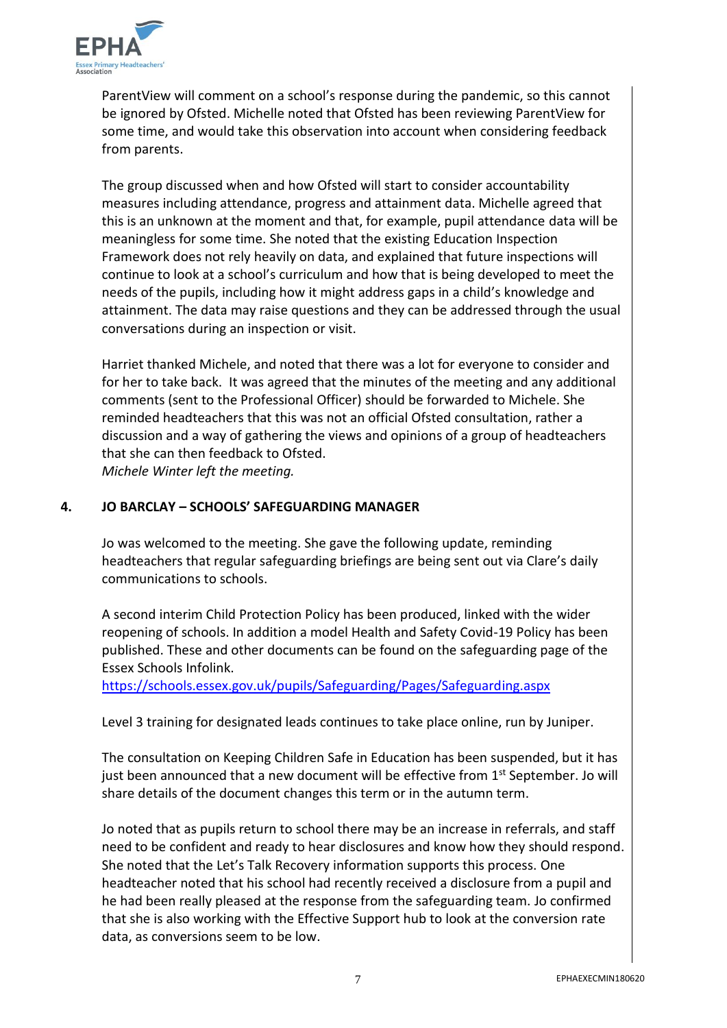ParentView will comment on a school's response during the pandemic, so this cannot be ignored by Ofsted. Michelle noted that Ofsted has been reviewing ParentView for some time, and would take this observation into account when considering feedback from parents.

The group discussed when and how Ofsted will start to consider accountability measures including attendance, progress and attainment data. Michelle agreed that this is an unknown at the moment and that, for example, pupil attendance data will be meaningless for some time. She noted that the existing Education Inspection Framework does not rely heavily on data, and explained that future inspections will continue to look at a school's curriculum and how that is being developed to meet the needs of the pupils, including how it might address gaps in a child's knowledge and attainment. The data may raise questions and they can be addressed through the usual conversations during an inspection or visit.

Harriet thanked Michele, and noted that there was a lot for everyone to consider and for her to take back. It was agreed that the minutes of the meeting and any additional comments (sent to the Professional Officer) should be forwarded to Michele. She reminded headteachers that this was not an official Ofsted consultation, rather a discussion and a way of gathering the views and opinions of a group of headteachers that she can then feedback to Ofsted.
*Michele Winter left the meeting.*

## 4. JO BARCLAY – SCHOOLS' SAFEGUARDING MANAGER

Jo was welcomed to the meeting. She gave the following update, reminding headteachers that regular safeguarding briefings are being sent out via Clare's daily communications to schools.

A second interim Child Protection Policy has been produced, linked with the wider reopening of schools. In addition a model Health and Safety Covid-19 Policy has been published. These and other documents can be found on the safeguarding page of the Essex Schools Infolink.
https://schools.essex.gov.uk/pupils/Safeguarding/Pages/Safeguarding.aspx

Level 3 training for designated leads continues to take place online, run by Juniper.

The consultation on Keeping Children Safe in Education has been suspended, but it has just been announced that a new document will be effective from 1st September. Jo will share details of the document changes this term or in the autumn term.

Jo noted that as pupils return to school there may be an increase in referrals, and staff need to be confident and ready to hear disclosures and know how they should respond. She noted that the Let's Talk Recovery information supports this process. One headteacher noted that his school had recently received a disclosure from a pupil and he had been really pleased at the response from the safeguarding team. Jo confirmed that she is also working with the Effective Support hub to look at the conversion rate data, as conversions seem to be low.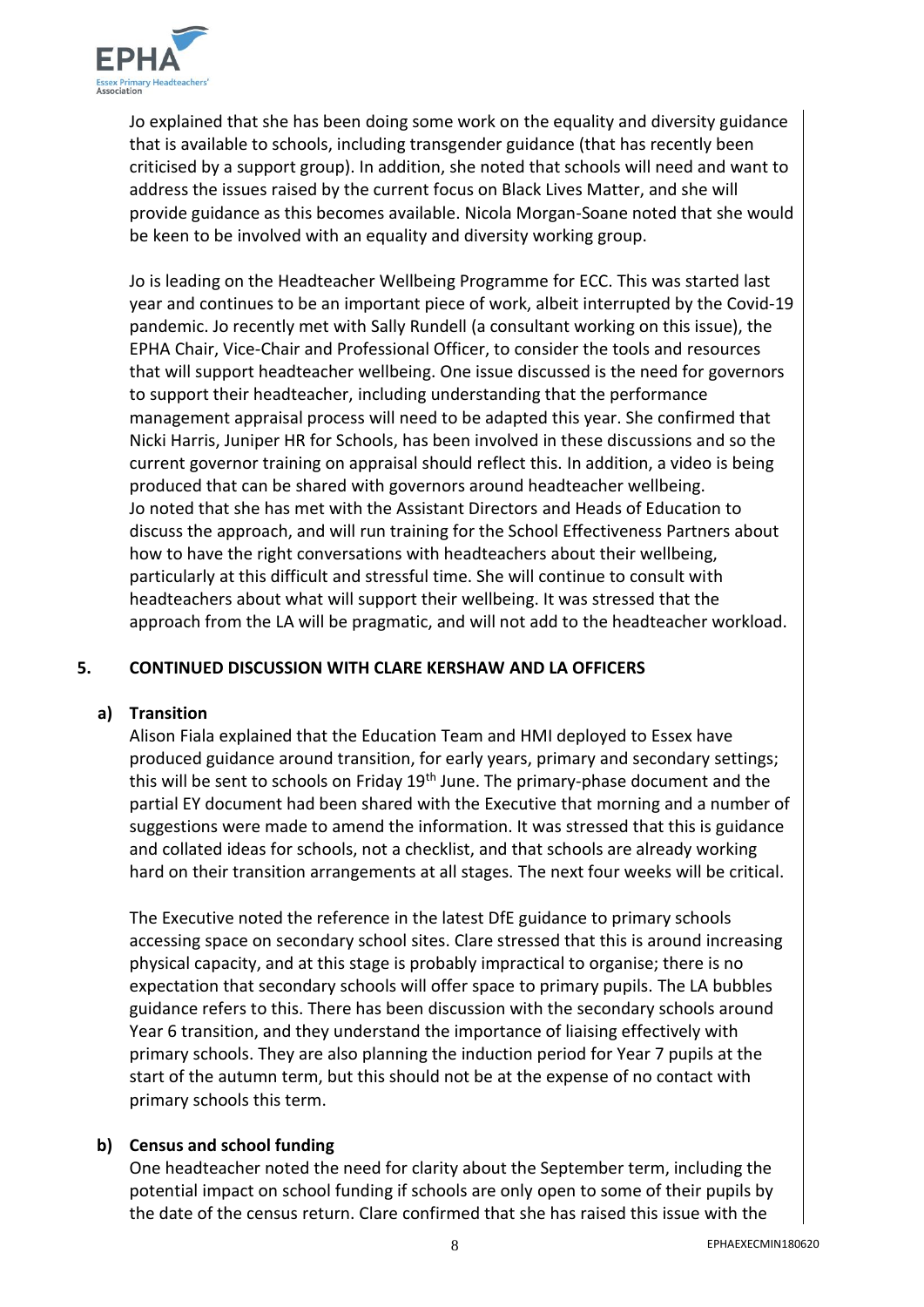Jo explained that she has been doing some work on the equality and diversity guidance that is available to schools, including transgender guidance (that has recently been criticised by a support group). In addition, she noted that schools will need and want to address the issues raised by the current focus on Black Lives Matter, and she will provide guidance as this becomes available. Nicola Morgan-Soane noted that she would be keen to be involved with an equality and diversity working group.

Jo is leading on the Headteacher Wellbeing Programme for ECC. This was started last year and continues to be an important piece of work, albeit interrupted by the Covid-19 pandemic. Jo recently met with Sally Rundell (a consultant working on this issue), the EPHA Chair, Vice-Chair and Professional Officer, to consider the tools and resources that will support headteacher wellbeing. One issue discussed is the need for governors to support their headteacher, including understanding that the performance management appraisal process will need to be adapted this year. She confirmed that Nicki Harris, Juniper HR for Schools, has been involved in these discussions and so the current governor training on appraisal should reflect this. In addition, a video is being produced that can be shared with governors around headteacher wellbeing. Jo noted that she has met with the Assistant Directors and Heads of Education to discuss the approach, and will run training for the School Effectiveness Partners about how to have the right conversations with headteachers about their wellbeing, particularly at this difficult and stressful time. She will continue to consult with headteachers about what will support their wellbeing. It was stressed that the approach from the LA will be pragmatic, and will not add to the headteacher workload.

## 5. CONTINUED DISCUSSION WITH CLARE KERSHAW AND LA OFFICERS

### a) Transition

Alison Fiala explained that the Education Team and HMI deployed to Essex have produced guidance around transition, for early years, primary and secondary settings; this will be sent to schools on Friday 19th June. The primary-phase document and the partial EY document had been shared with the Executive that morning and a number of suggestions were made to amend the information. It was stressed that this is guidance and collated ideas for schools, not a checklist, and that schools are already working hard on their transition arrangements at all stages. The next four weeks will be critical.

The Executive noted the reference in the latest DfE guidance to primary schools accessing space on secondary school sites. Clare stressed that this is around increasing physical capacity, and at this stage is probably impractical to organise; there is no expectation that secondary schools will offer space to primary pupils. The LA bubbles guidance refers to this. There has been discussion with the secondary schools around Year 6 transition, and they understand the importance of liaising effectively with primary schools. They are also planning the induction period for Year 7 pupils at the start of the autumn term, but this should not be at the expense of no contact with primary schools this term.

### b) Census and school funding

One headteacher noted the need for clarity about the September term, including the potential impact on school funding if schools are only open to some of their pupils by the date of the census return. Clare confirmed that she has raised this issue with the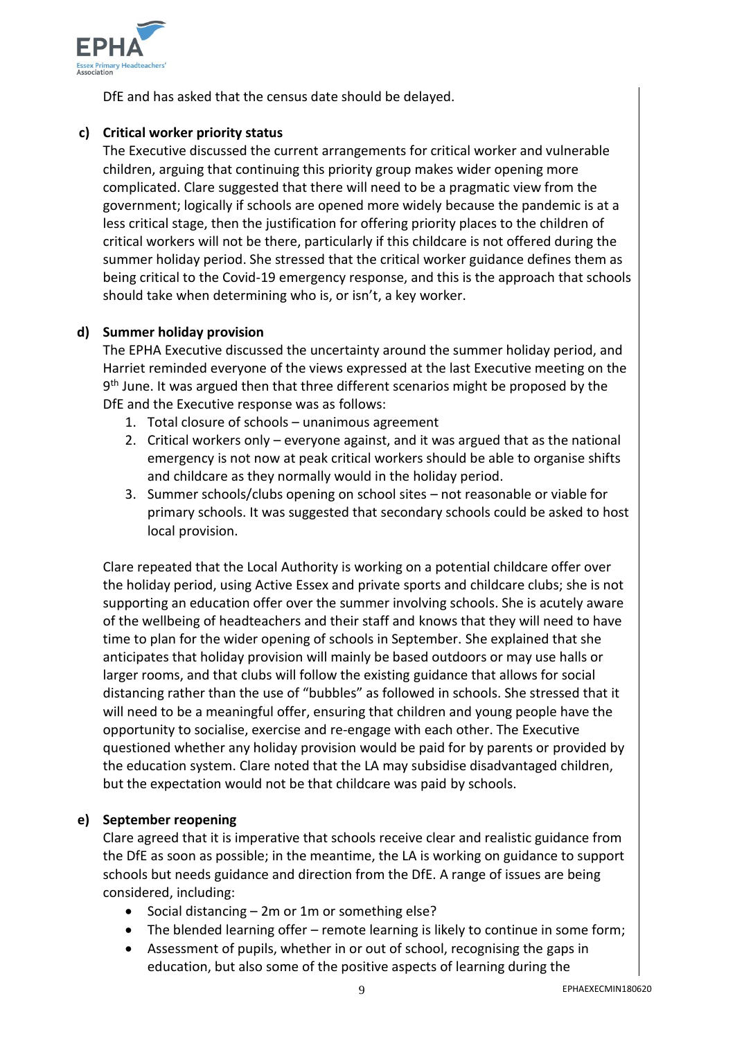DfE and has asked that the census date should be delayed.

**c) Critical worker priority status**

The Executive discussed the current arrangements for critical worker and vulnerable children, arguing that continuing this priority group makes wider opening more complicated. Clare suggested that there will need to be a pragmatic view from the government; logically if schools are opened more widely because the pandemic is at a less critical stage, then the justification for offering priority places to the children of critical workers will not be there, particularly if this childcare is not offered during the summer holiday period. She stressed that the critical worker guidance defines them as being critical to the Covid-19 emergency response, and this is the approach that schools should take when determining who is, or isn't, a key worker.

**d) Summer holiday provision**

The EPHA Executive discussed the uncertainty around the summer holiday period, and Harriet reminded everyone of the views expressed at the last Executive meeting on the 9th June. It was argued then that three different scenarios might be proposed by the DfE and the Executive response was as follows:

1. Total closure of schools – unanimous agreement
2. Critical workers only – everyone against, and it was argued that as the national emergency is not now at peak critical workers should be able to organise shifts and childcare as they normally would in the holiday period.
3. Summer schools/clubs opening on school sites – not reasonable or viable for primary schools. It was suggested that secondary schools could be asked to host local provision.

Clare repeated that the Local Authority is working on a potential childcare offer over the holiday period, using Active Essex and private sports and childcare clubs; she is not supporting an education offer over the summer involving schools. She is acutely aware of the wellbeing of headteachers and their staff and knows that they will need to have time to plan for the wider opening of schools in September. She explained that she anticipates that holiday provision will mainly be based outdoors or may use halls or larger rooms, and that clubs will follow the existing guidance that allows for social distancing rather than the use of "bubbles" as followed in schools. She stressed that it will need to be a meaningful offer, ensuring that children and young people have the opportunity to socialise, exercise and re-engage with each other. The Executive questioned whether any holiday provision would be paid for by parents or provided by the education system. Clare noted that the LA may subsidise disadvantaged children, but the expectation would not be that childcare was paid by schools.

**e) September reopening**

Clare agreed that it is imperative that schools receive clear and realistic guidance from the DfE as soon as possible; in the meantime, the LA is working on guidance to support schools but needs guidance and direction from the DfE. A range of issues are being considered, including:

- Social distancing – 2m or 1m or something else?
- The blended learning offer – remote learning is likely to continue in some form;
- Assessment of pupils, whether in or out of school, recognising the gaps in education, but also some of the positive aspects of learning during the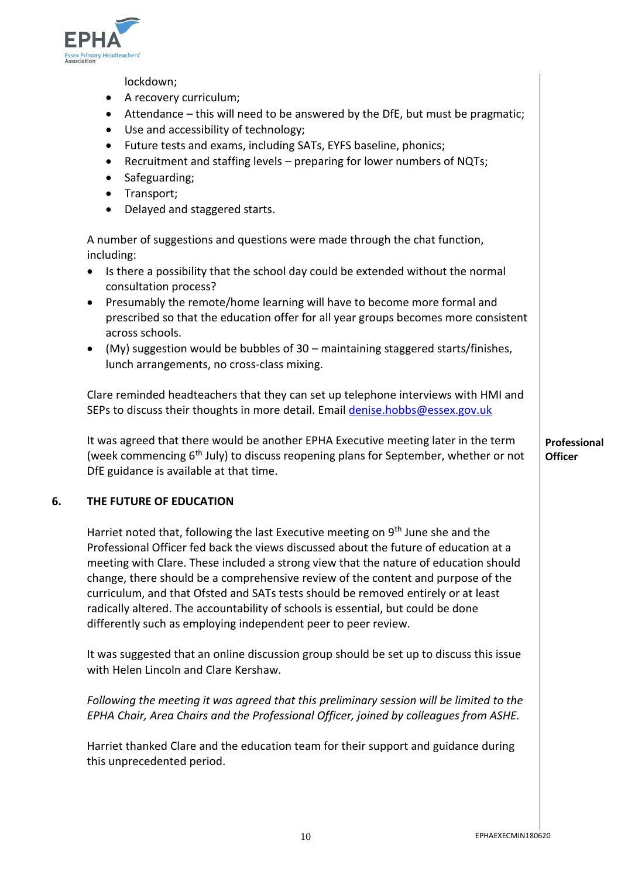lockdown;

- A recovery curriculum;
- Attendance – this will need to be answered by the DfE, but must be pragmatic;
- Use and accessibility of technology;
- Future tests and exams, including SATs, EYFS baseline, phonics;
- Recruitment and staffing levels – preparing for lower numbers of NQTs;
- Safeguarding;
- Transport;
- Delayed and staggered starts.

A number of suggestions and questions were made through the chat function, including:

- Is there a possibility that the school day could be extended without the normal consultation process?
- Presumably the remote/home learning will have to become more formal and prescribed so that the education offer for all year groups becomes more consistent across schools.
- (My) suggestion would be bubbles of 30 – maintaining staggered starts/finishes, lunch arrangements, no cross-class mixing.

Clare reminded headteachers that they can set up telephone interviews with HMI and SEPs to discuss their thoughts in more detail. Email denise.hobbs@essex.gov.uk

It was agreed that there would be another EPHA Executive meeting later in the term (week commencing 6th July) to discuss reopening plans for September, whether or not DfE guidance is available at that time. **Professional Officer**

## 6. THE FUTURE OF EDUCATION

Harriet noted that, following the last Executive meeting on 9th June she and the Professional Officer fed back the views discussed about the future of education at a meeting with Clare. These included a strong view that the nature of education should change, there should be a comprehensive review of the content and purpose of the curriculum, and that Ofsted and SATs tests should be removed entirely or at least radically altered. The accountability of schools is essential, but could be done differently such as employing independent peer to peer review.

It was suggested that an online discussion group should be set up to discuss this issue with Helen Lincoln and Clare Kershaw.

*Following the meeting it was agreed that this preliminary session will be limited to the EPHA Chair, Area Chairs and the Professional Officer, joined by colleagues from ASHE.*

Harriet thanked Clare and the education team for their support and guidance during this unprecedented period.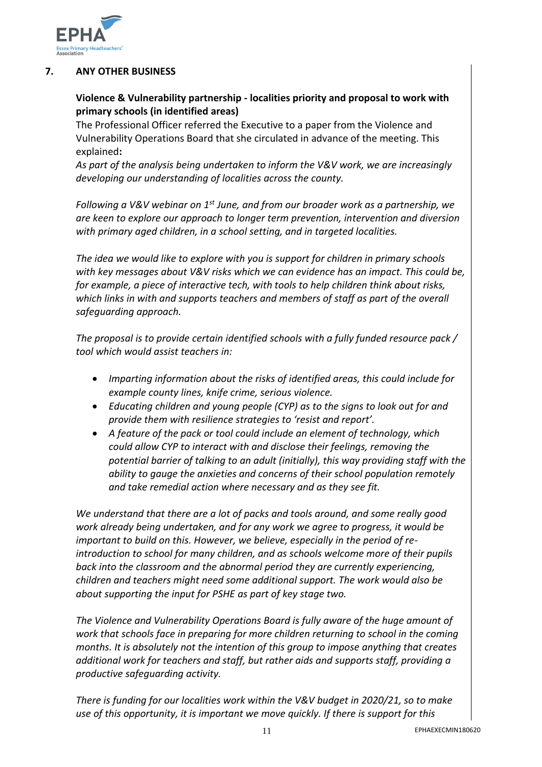## 7. ANY OTHER BUSINESS

**Violence & Vulnerability partnership - localities priority and proposal to work with primary schools (in identified areas)**

The Professional Officer referred the Executive to a paper from the Violence and Vulnerability Operations Board that she circulated in advance of the meeting. This explained**:**

*As part of the analysis being undertaken to inform the V&V work, we are increasingly developing our understanding of localities across the county.*

*Following a V&V webinar on 1st June, and from our broader work as a partnership, we are keen to explore our approach to longer term prevention, intervention and diversion with primary aged children, in a school setting, and in targeted localities.*

*The idea we would like to explore with you is support for children in primary schools with key messages about V&V risks which we can evidence has an impact. This could be, for example, a piece of interactive tech, with tools to help children think about risks, which links in with and supports teachers and members of staff as part of the overall safeguarding approach.*

*The proposal is to provide certain identified schools with a fully funded resource pack / tool which would assist teachers in:*

- *Imparting information about the risks of identified areas, this could include for example county lines, knife crime, serious violence.*
- *Educating children and young people (CYP) as to the signs to look out for and provide them with resilience strategies to 'resist and report'.*
- *A feature of the pack or tool could include an element of technology, which could allow CYP to interact with and disclose their feelings, removing the potential barrier of talking to an adult (initially), this way providing staff with the ability to gauge the anxieties and concerns of their school population remotely and take remedial action where necessary and as they see fit.*

*We understand that there are a lot of packs and tools around, and some really good work already being undertaken, and for any work we agree to progress, it would be important to build on this. However, we believe, especially in the period of re-introduction to school for many children, and as schools welcome more of their pupils back into the classroom and the abnormal period they are currently experiencing, children and teachers might need some additional support. The work would also be about supporting the input for PSHE as part of key stage two.*

*The Violence and Vulnerability Operations Board is fully aware of the huge amount of work that schools face in preparing for more children returning to school in the coming months. It is absolutely not the intention of this group to impose anything that creates additional work for teachers and staff, but rather aids and supports staff, providing a productive safeguarding activity.*

*There is funding for our localities work within the V&V budget in 2020/21, so to make use of this opportunity, it is important we move quickly. If there is support for this*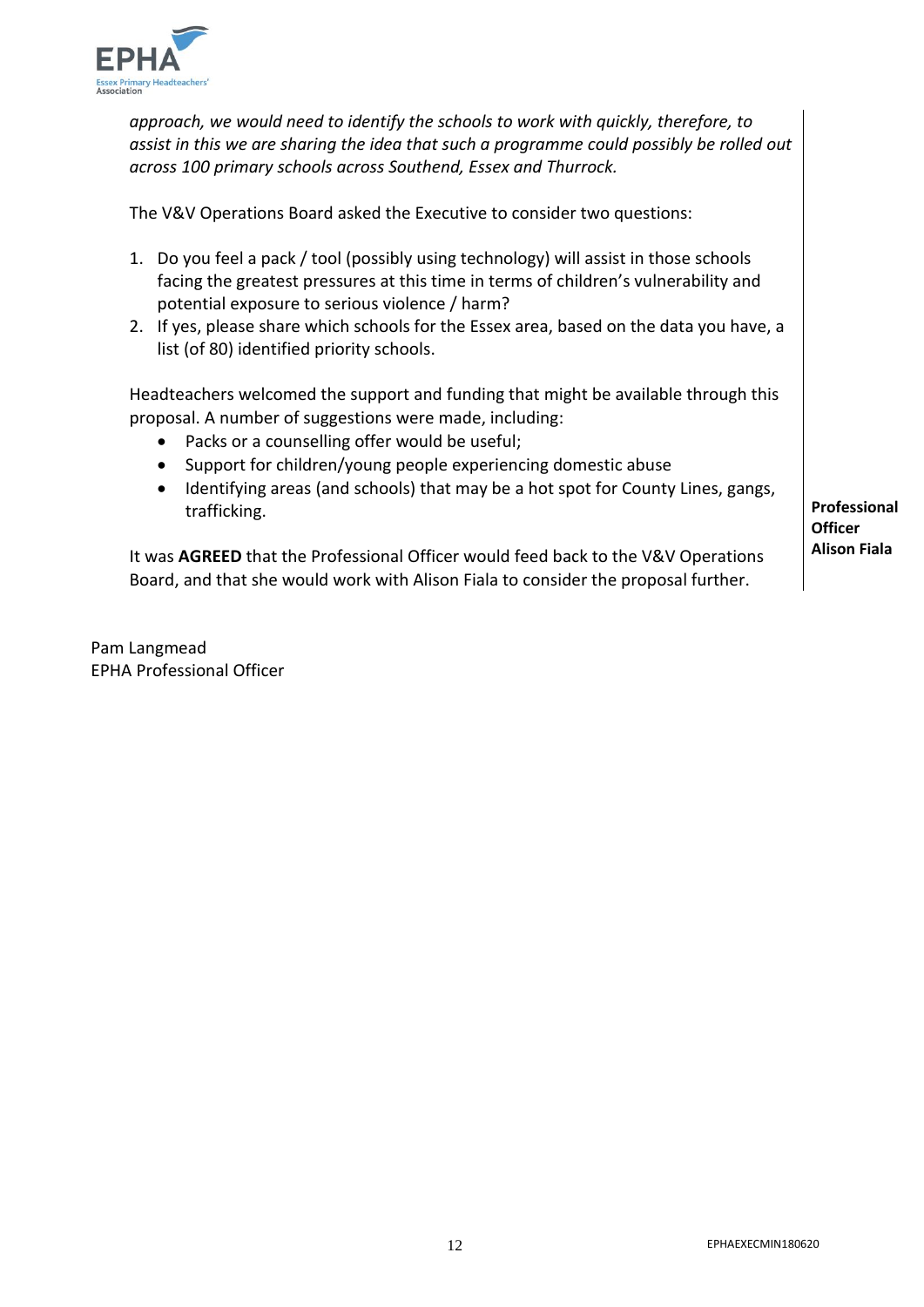*approach, we would need to identify the schools to work with quickly, therefore, to assist in this we are sharing the idea that such a programme could possibly be rolled out across 100 primary schools across Southend, Essex and Thurrock.*

The V&V Operations Board asked the Executive to consider two questions:

1. Do you feel a pack / tool (possibly using technology) will assist in those schools facing the greatest pressures at this time in terms of children's vulnerability and potential exposure to serious violence / harm?
2. If yes, please share which schools for the Essex area, based on the data you have, a list (of 80) identified priority schools.

Headteachers welcomed the support and funding that might be available through this proposal. A number of suggestions were made, including:

- Packs or a counselling offer would be useful;
- Support for children/young people experiencing domestic abuse
- Identifying areas (and schools) that may be a hot spot for County Lines, gangs, trafficking.

It was **AGREED** that the Professional Officer would feed back to the V&V Operations Board, and that she would work with Alison Fiala to consider the proposal further.

**Professional Officer**
**Alison Fiala**

Pam Langmead
EPHA Professional Officer

EPHAEXECMIN180620